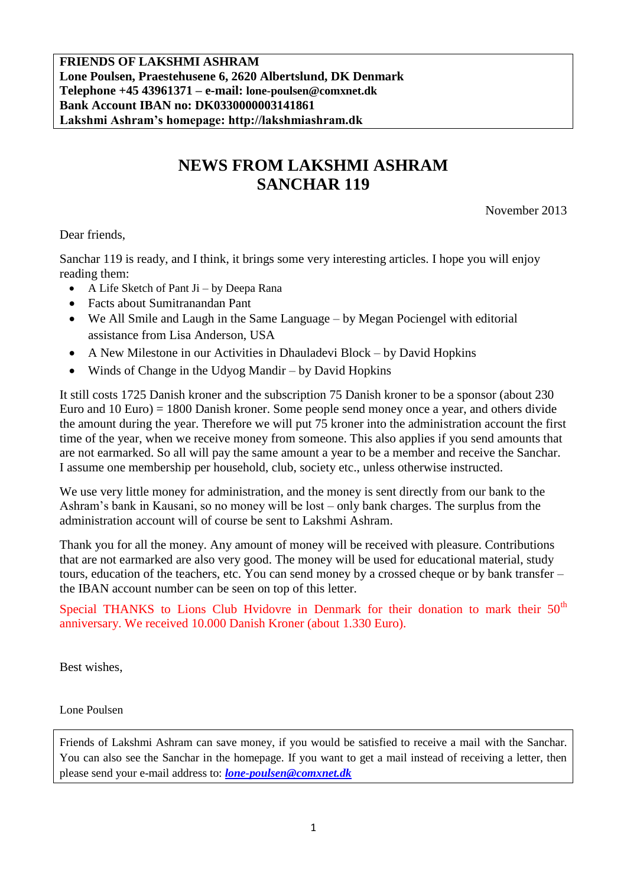**FRIENDS OF LAKSHMI ASHRAM**
**Lone Poulsen, Praestehusene 6, 2620 Albertslund, DK Denmark**
**Telephone +45 43961371 – e-mail: lone-poulsen@comxnet.dk**
**Bank Account IBAN no: DK0330000003141861**
**Lakshmi Ashram's homepage: http://lakshmiashram.dk**

# NEWS FROM LAKSHMI ASHRAM
# SANCHAR 119

November 2013

Dear friends,

Sanchar 119 is ready, and I think, it brings some very interesting articles. I hope you will enjoy reading them:

- A Life Sketch of Pant Ji – by Deepa Rana
- Facts about Sumitranandan Pant
- We All Smile and Laugh in the Same Language – by Megan Pociengel with editorial assistance from Lisa Anderson, USA
- A New Milestone in our Activities in Dhauladevi Block – by David Hopkins
- Winds of Change in the Udyog Mandir – by David Hopkins

It still costs 1725 Danish kroner and the subscription 75 Danish kroner to be a sponsor (about 230 Euro and 10 Euro) = 1800 Danish kroner. Some people send money once a year, and others divide the amount during the year. Therefore we will put 75 kroner into the administration account the first time of the year, when we receive money from someone. This also applies if you send amounts that are not earmarked. So all will pay the same amount a year to be a member and receive the Sanchar. I assume one membership per household, club, society etc., unless otherwise instructed.

We use very little money for administration, and the money is sent directly from our bank to the Ashram's bank in Kausani, so no money will be lost – only bank charges. The surplus from the administration account will of course be sent to Lakshmi Ashram.

Thank you for all the money. Any amount of money will be received with pleasure. Contributions that are not earmarked are also very good. The money will be used for educational material, study tours, education of the teachers, etc. You can send money by a crossed cheque or by bank transfer – the IBAN account number can be seen on top of this letter.

Special THANKS to Lions Club Hvidovre in Denmark for their donation to mark their 50th anniversary. We received 10.000 Danish Kroner (about 1.330 Euro).

Best wishes,

Lone Poulsen

Friends of Lakshmi Ashram can save money, if you would be satisfied to receive a mail with the Sanchar. You can also see the Sanchar in the homepage. If you want to get a mail instead of receiving a letter, then please send your e-mail address to: ***lone-poulsen@comxnet.dk***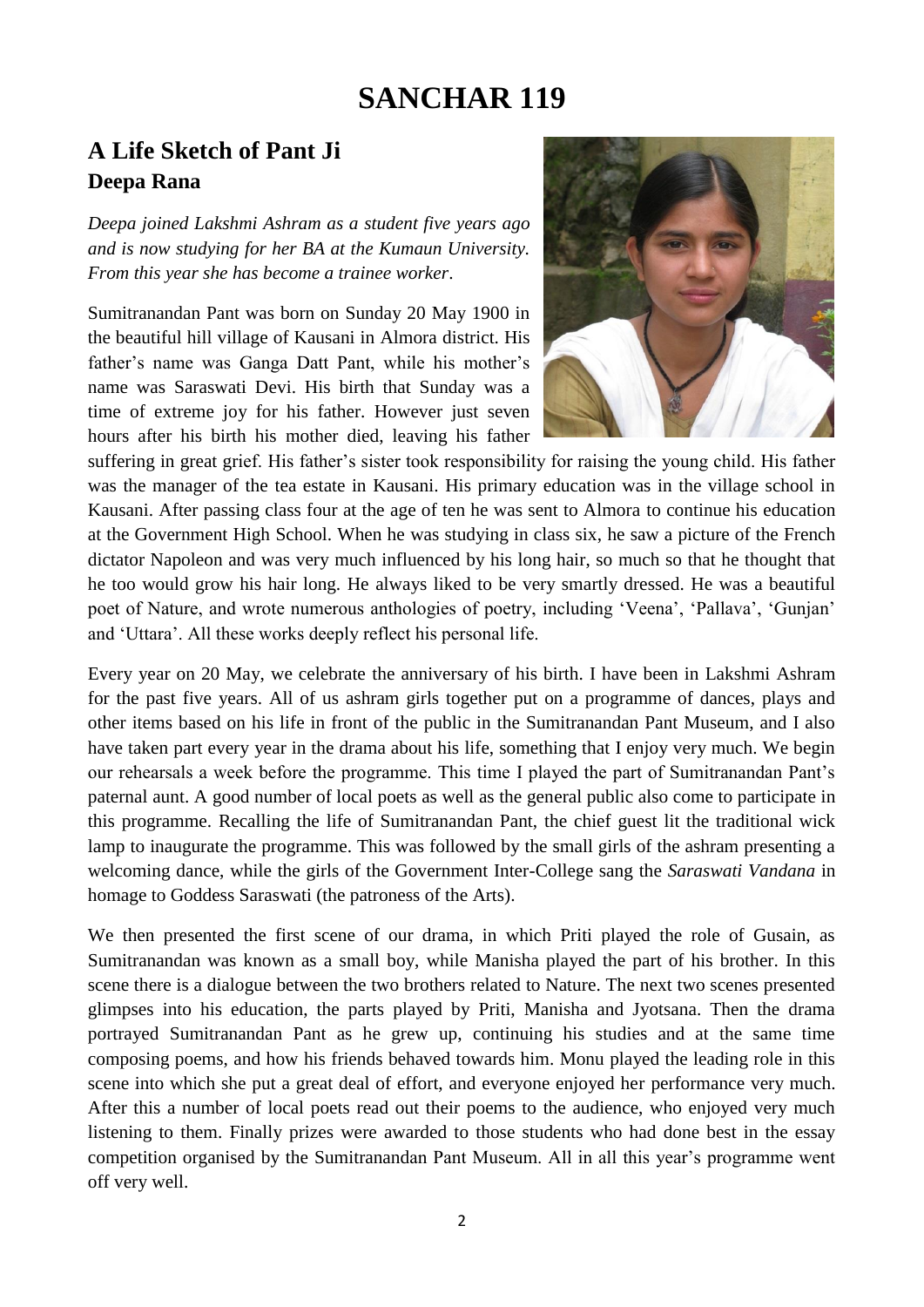# SANCHAR 119

## A Life Sketch of Pant Ji

### Deepa Rana

*Deepa joined Lakshmi Ashram as a student five years ago and is now studying for her BA at the Kumaun University. From this year she has become a trainee worker*.

Sumitranandan Pant was born on Sunday 20 May 1900 in the beautiful hill village of Kausani in Almora district. His father's name was Ganga Datt Pant, while his mother's name was Saraswati Devi. His birth that Sunday was a time of extreme joy for his father. However just seven hours after his birth his mother died, leaving his father suffering in great grief. His father's sister took responsibility for raising the young child. His father was the manager of the tea estate in Kausani. His primary education was in the village school in Kausani. After passing class four at the age of ten he was sent to Almora to continue his education at the Government High School. When he was studying in class six, he saw a picture of the French dictator Napoleon and was very much influenced by his long hair, so much so that he thought that he too would grow his hair long. He always liked to be very smartly dressed. He was a beautiful poet of Nature, and wrote numerous anthologies of poetry, including 'Veena', 'Pallava', 'Gunjan' and 'Uttara'. All these works deeply reflect his personal life.

Every year on 20 May, we celebrate the anniversary of his birth. I have been in Lakshmi Ashram for the past five years. All of us ashram girls together put on a programme of dances, plays and other items based on his life in front of the public in the Sumitranandan Pant Museum, and I also have taken part every year in the drama about his life, something that I enjoy very much. We begin our rehearsals a week before the programme. This time I played the part of Sumitranandan Pant's paternal aunt. A good number of local poets as well as the general public also come to participate in this programme. Recalling the life of Sumitranandan Pant, the chief guest lit the traditional wick lamp to inaugurate the programme. This was followed by the small girls of the ashram presenting a welcoming dance, while the girls of the Government Inter-College sang the *Saraswati Vandana* in homage to Goddess Saraswati (the patroness of the Arts).

We then presented the first scene of our drama, in which Priti played the role of Gusain, as Sumitranandan was known as a small boy, while Manisha played the part of his brother. In this scene there is a dialogue between the two brothers related to Nature. The next two scenes presented glimpses into his education, the parts played by Priti, Manisha and Jyotsana. Then the drama portrayed Sumitranandan Pant as he grew up, continuing his studies and at the same time composing poems, and how his friends behaved towards him. Monu played the leading role in this scene into which she put a great deal of effort, and everyone enjoyed her performance very much. After this a number of local poets read out their poems to the audience, who enjoyed very much listening to them. Finally prizes were awarded to those students who had done best in the essay competition organised by the Sumitranandan Pant Museum. All in all this year's programme went off very well.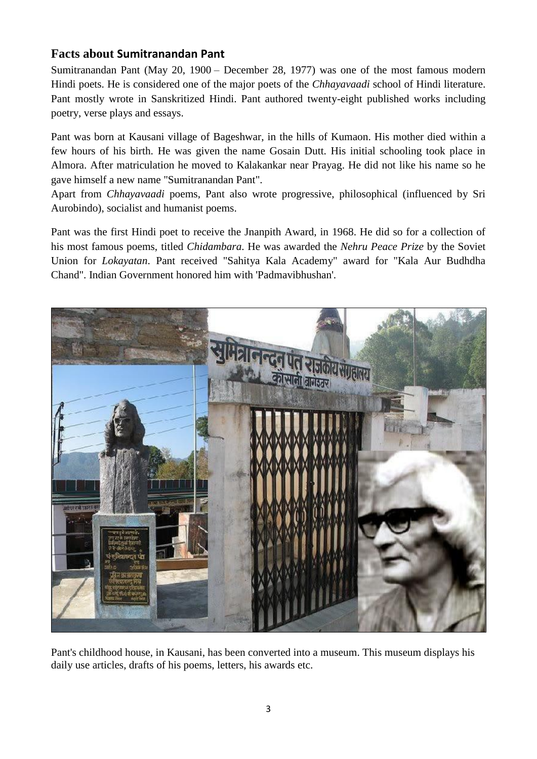## Facts about Sumitranandan Pant

Sumitranandan Pant (May 20, 1900 – December 28, 1977) was one of the most famous modern Hindi poets. He is considered one of the major poets of the *Chhayavaadi* school of Hindi literature. Pant mostly wrote in Sanskritized Hindi. Pant authored twenty-eight published works including poetry, verse plays and essays.

Pant was born at Kausani village of Bageshwar, in the hills of Kumaon. His mother died within a few hours of his birth. He was given the name Gosain Dutt. His initial schooling took place in Almora. After matriculation he moved to Kalakankar near Prayag. He did not like his name so he gave himself a new name "Sumitranandan Pant".

Apart from *Chhayavaadi* poems, Pant also wrote progressive, philosophical (influenced by Sri Aurobindo), socialist and humanist poems.

Pant was the first Hindi poet to receive the Jnanpith Award, in 1968. He did so for a collection of his most famous poems, titled *Chidambara*. He was awarded the *Nehru Peace Prize* by the Soviet Union for *Lokayatan*. Pant received "Sahitya Kala Academy" award for "Kala Aur Budhdha Chand". Indian Government honored him with 'Padmavibhushan'.

Pant's childhood house, in Kausani, has been converted into a museum. This museum displays his daily use articles, drafts of his poems, letters, his awards etc.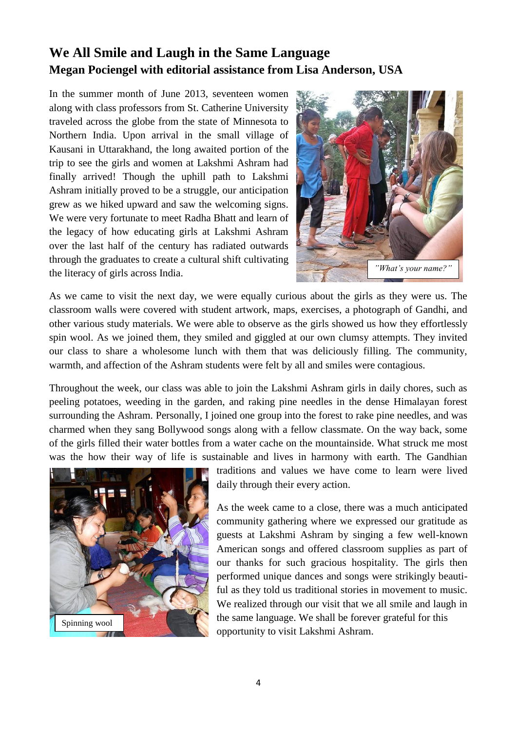# We All Smile and Laugh in the Same Language

**Megan Pociengel with editorial assistance from Lisa Anderson, USA**

In the summer month of June 2013, seventeen women along with class professors from St. Catherine University traveled across the globe from the state of Minnesota to Northern India. Upon arrival in the small village of Kausani in Uttarakhand, the long awaited portion of the trip to see the girls and women at Lakshmi Ashram had finally arrived! Though the uphill path to Lakshmi Ashram initially proved to be a struggle, our anticipation grew as we hiked upward and saw the welcoming signs. We were very fortunate to meet Radha Bhatt and learn of the legacy of how educating girls at Lakshmi Ashram over the last half of the century has radiated outwards through the graduates to create a cultural shift cultivating the literacy of girls across India.

*"What's your name?"*

As we came to visit the next day, we were equally curious about the girls as they were us. The classroom walls were covered with student artwork, maps, exercises, a photograph of Gandhi, and other various study materials. We were able to observe as the girls showed us how they effortlessly spin wool. As we joined them, they smiled and giggled at our own clumsy attempts. They invited our class to share a wholesome lunch with them that was deliciously filling. The community, warmth, and affection of the Ashram students were felt by all and smiles were contagious.

Throughout the week, our class was able to join the Lakshmi Ashram girls in daily chores, such as peeling potatoes, weeding in the garden, and raking pine needles in the dense Himalayan forest surrounding the Ashram. Personally, I joined one group into the forest to rake pine needles, and was charmed when they sang Bollywood songs along with a fellow classmate. On the way back, some of the girls filled their water bottles from a water cache on the mountainside. What struck me most was the how their way of life is sustainable and lives in harmony with earth. The Gandhian traditions and values we have come to learn were lived daily through their every action.

Spinning wool

As the week came to a close, there was a much anticipated community gathering where we expressed our gratitude as guests at Lakshmi Ashram by singing a few well-known American songs and offered classroom supplies as part of our thanks for such gracious hospitality. The girls then performed unique dances and songs were strikingly beautiful as they told us traditional stories in movement to music. We realized through our visit that we all smile and laugh in the same language. We shall be forever grateful for this opportunity to visit Lakshmi Ashram.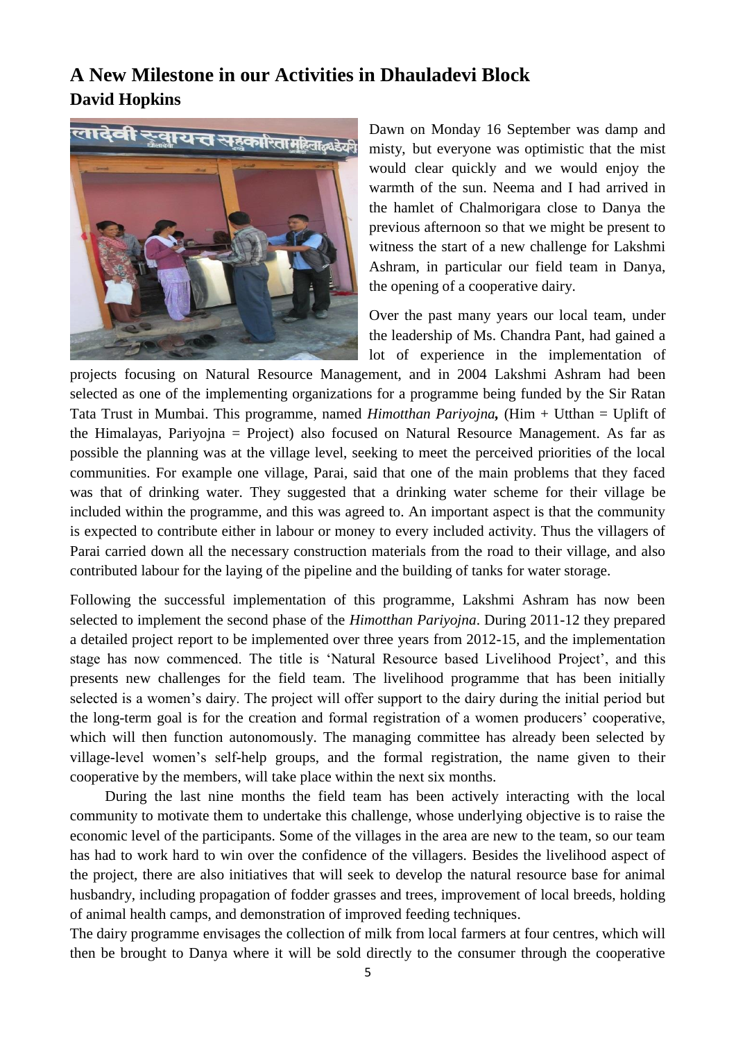## A New Milestone in our Activities in Dhauladevi Block

### David Hopkins

Dawn on Monday 16 September was damp and misty, but everyone was optimistic that the mist would clear quickly and we would enjoy the warmth of the sun. Neema and I had arrived in the hamlet of Chalmorigara close to Danya the previous afternoon so that we might be present to witness the start of a new challenge for Lakshmi Ashram, in particular our field team in Danya, the opening of a cooperative dairy.

Over the past many years our local team, under the leadership of Ms. Chandra Pant, had gained a lot of experience in the implementation of projects focusing on Natural Resource Management, and in 2004 Lakshmi Ashram had been selected as one of the implementing organizations for a programme being funded by the Sir Ratan Tata Trust in Mumbai. This programme, named *Himotthan Pariyojna***,** (Him + Utthan = Uplift of the Himalayas, Pariyojna = Project) also focused on Natural Resource Management. As far as possible the planning was at the village level, seeking to meet the perceived priorities of the local communities. For example one village, Parai, said that one of the main problems that they faced was that of drinking water. They suggested that a drinking water scheme for their village be included within the programme, and this was agreed to. An important aspect is that the community is expected to contribute either in labour or money to every included activity. Thus the villagers of Parai carried down all the necessary construction materials from the road to their village, and also contributed labour for the laying of the pipeline and the building of tanks for water storage.

Following the successful implementation of this programme, Lakshmi Ashram has now been selected to implement the second phase of the *Himotthan Pariyojna*. During 2011-12 they prepared a detailed project report to be implemented over three years from 2012-15, and the implementation stage has now commenced. The title is 'Natural Resource based Livelihood Project', and this presents new challenges for the field team. The livelihood programme that has been initially selected is a women's dairy. The project will offer support to the dairy during the initial period but the long-term goal is for the creation and formal registration of a women producers' cooperative, which will then function autonomously. The managing committee has already been selected by village-level women's self-help groups, and the formal registration, the name given to their cooperative by the members, will take place within the next six months.

During the last nine months the field team has been actively interacting with the local community to motivate them to undertake this challenge, whose underlying objective is to raise the economic level of the participants. Some of the villages in the area are new to the team, so our team has had to work hard to win over the confidence of the villagers. Besides the livelihood aspect of the project, there are also initiatives that will seek to develop the natural resource base for animal husbandry, including propagation of fodder grasses and trees, improvement of local breeds, holding of animal health camps, and demonstration of improved feeding techniques.

The dairy programme envisages the collection of milk from local farmers at four centres, which will then be brought to Danya where it will be sold directly to the consumer through the cooperative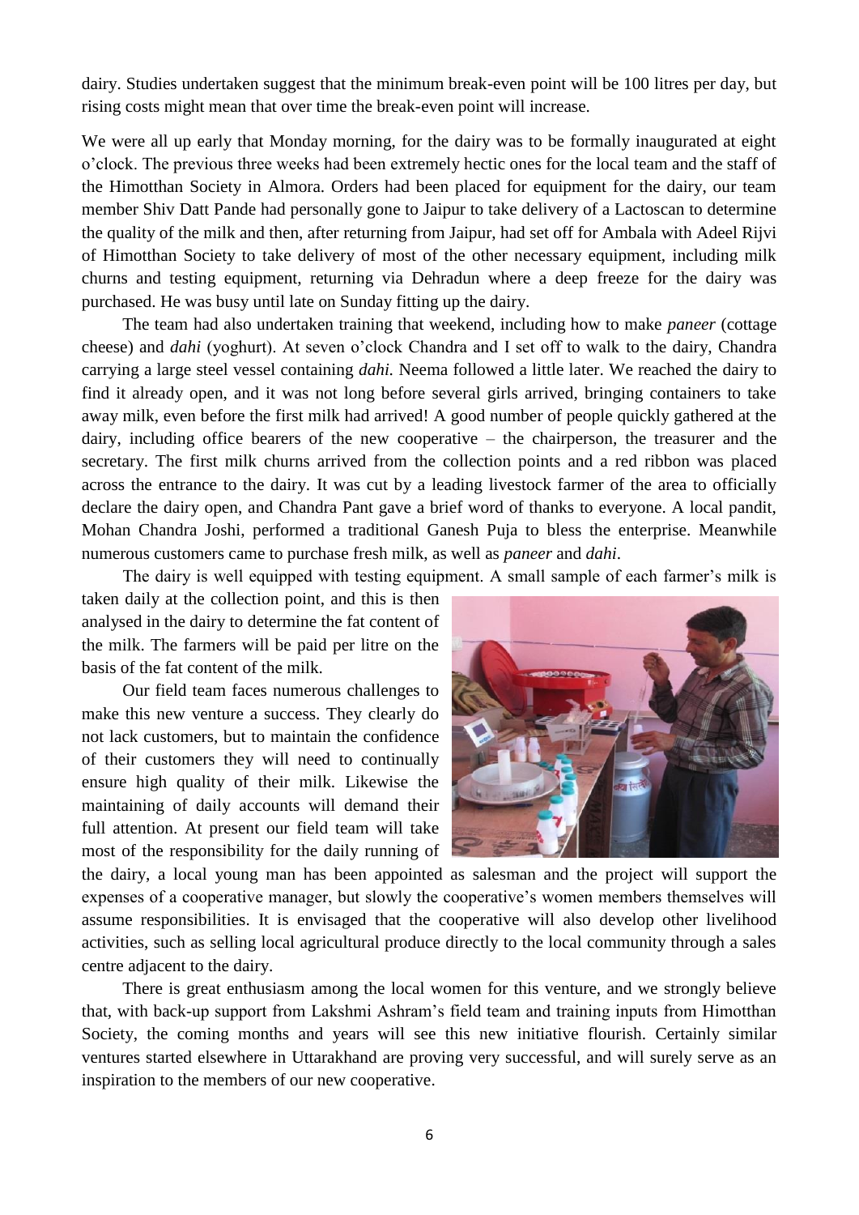dairy. Studies undertaken suggest that the minimum break-even point will be 100 litres per day, but rising costs might mean that over time the break-even point will increase.

We were all up early that Monday morning, for the dairy was to be formally inaugurated at eight o'clock. The previous three weeks had been extremely hectic ones for the local team and the staff of the Himotthan Society in Almora. Orders had been placed for equipment for the dairy, our team member Shiv Datt Pande had personally gone to Jaipur to take delivery of a Lactoscan to determine the quality of the milk and then, after returning from Jaipur, had set off for Ambala with Adeel Rijvi of Himotthan Society to take delivery of most of the other necessary equipment, including milk churns and testing equipment, returning via Dehradun where a deep freeze for the dairy was purchased. He was busy until late on Sunday fitting up the dairy.

The team had also undertaken training that weekend, including how to make *paneer* (cottage cheese) and *dahi* (yoghurt). At seven o'clock Chandra and I set off to walk to the dairy, Chandra carrying a large steel vessel containing *dahi*. Neema followed a little later. We reached the dairy to find it already open, and it was not long before several girls arrived, bringing containers to take away milk, even before the first milk had arrived! A good number of people quickly gathered at the dairy, including office bearers of the new cooperative – the chairperson, the treasurer and the secretary. The first milk churns arrived from the collection points and a red ribbon was placed across the entrance to the dairy. It was cut by a leading livestock farmer of the area to officially declare the dairy open, and Chandra Pant gave a brief word of thanks to everyone. A local pandit, Mohan Chandra Joshi, performed a traditional Ganesh Puja to bless the enterprise. Meanwhile numerous customers came to purchase fresh milk, as well as *paneer* and *dahi*.

The dairy is well equipped with testing equipment. A small sample of each farmer's milk is taken daily at the collection point, and this is then analysed in the dairy to determine the fat content of the milk. The farmers will be paid per litre on the basis of the fat content of the milk.

Our field team faces numerous challenges to make this new venture a success. They clearly do not lack customers, but to maintain the confidence of their customers they will need to continually ensure high quality of their milk. Likewise the maintaining of daily accounts will demand their full attention. At present our field team will take most of the responsibility for the daily running of the dairy, a local young man has been appointed as salesman and the project will support the expenses of a cooperative manager, but slowly the cooperative's women members themselves will assume responsibilities. It is envisaged that the cooperative will also develop other livelihood activities, such as selling local agricultural produce directly to the local community through a sales centre adjacent to the dairy.

There is great enthusiasm among the local women for this venture, and we strongly believe that, with back-up support from Lakshmi Ashram's field team and training inputs from Himotthan Society, the coming months and years will see this new initiative flourish. Certainly similar ventures started elsewhere in Uttarakhand are proving very successful, and will surely serve as an inspiration to the members of our new cooperative.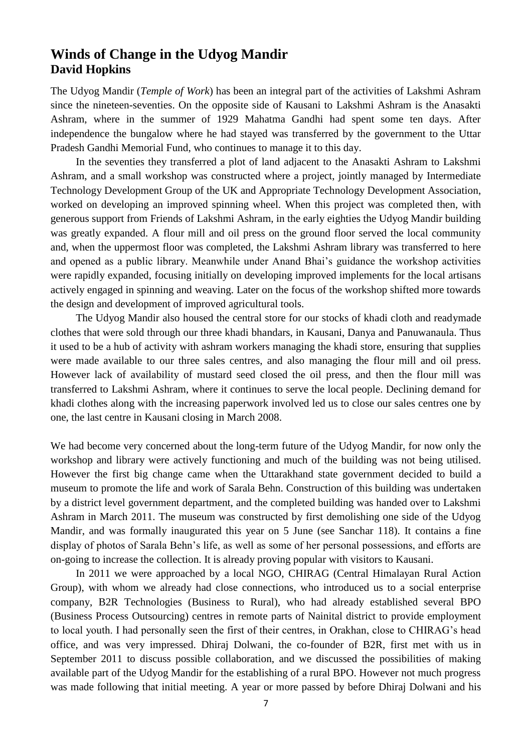## Winds of Change in the Udyog Mandir
### David Hopkins

The Udyog Mandir (*Temple of Work*) has been an integral part of the activities of Lakshmi Ashram since the nineteen-seventies. On the opposite side of Kausani to Lakshmi Ashram is the Anasakti Ashram, where in the summer of 1929 Mahatma Gandhi had spent some ten days. After independence the bungalow where he had stayed was transferred by the government to the Uttar Pradesh Gandhi Memorial Fund, who continues to manage it to this day.

In the seventies they transferred a plot of land adjacent to the Anasakti Ashram to Lakshmi Ashram, and a small workshop was constructed where a project, jointly managed by Intermediate Technology Development Group of the UK and Appropriate Technology Development Association, worked on developing an improved spinning wheel. When this project was completed then, with generous support from Friends of Lakshmi Ashram, in the early eighties the Udyog Mandir building was greatly expanded. A flour mill and oil press on the ground floor served the local community and, when the uppermost floor was completed, the Lakshmi Ashram library was transferred to here and opened as a public library. Meanwhile under Anand Bhai's guidance the workshop activities were rapidly expanded, focusing initially on developing improved implements for the local artisans actively engaged in spinning and weaving. Later on the focus of the workshop shifted more towards the design and development of improved agricultural tools.

The Udyog Mandir also housed the central store for our stocks of khadi cloth and readymade clothes that were sold through our three khadi bhandars, in Kausani, Danya and Panuwanaula. Thus it used to be a hub of activity with ashram workers managing the khadi store, ensuring that supplies were made available to our three sales centres, and also managing the flour mill and oil press. However lack of availability of mustard seed closed the oil press, and then the flour mill was transferred to Lakshmi Ashram, where it continues to serve the local people. Declining demand for khadi clothes along with the increasing paperwork involved led us to close our sales centres one by one, the last centre in Kausani closing in March 2008.

We had become very concerned about the long-term future of the Udyog Mandir, for now only the workshop and library were actively functioning and much of the building was not being utilised. However the first big change came when the Uttarakhand state government decided to build a museum to promote the life and work of Sarala Behn. Construction of this building was undertaken by a district level government department, and the completed building was handed over to Lakshmi Ashram in March 2011. The museum was constructed by first demolishing one side of the Udyog Mandir, and was formally inaugurated this year on 5 June (see Sanchar 118). It contains a fine display of photos of Sarala Behn's life, as well as some of her personal possessions, and efforts are on-going to increase the collection. It is already proving popular with visitors to Kausani.

In 2011 we were approached by a local NGO, CHIRAG (Central Himalayan Rural Action Group), with whom we already had close connections, who introduced us to a social enterprise company, B2R Technologies (Business to Rural), who had already established several BPO (Business Process Outsourcing) centres in remote parts of Nainital district to provide employment to local youth. I had personally seen the first of their centres, in Orakhan, close to CHIRAG's head office, and was very impressed. Dhiraj Dolwani, the co-founder of B2R, first met with us in September 2011 to discuss possible collaboration, and we discussed the possibilities of making available part of the Udyog Mandir for the establishing of a rural BPO. However not much progress was made following that initial meeting. A year or more passed by before Dhiraj Dolwani and his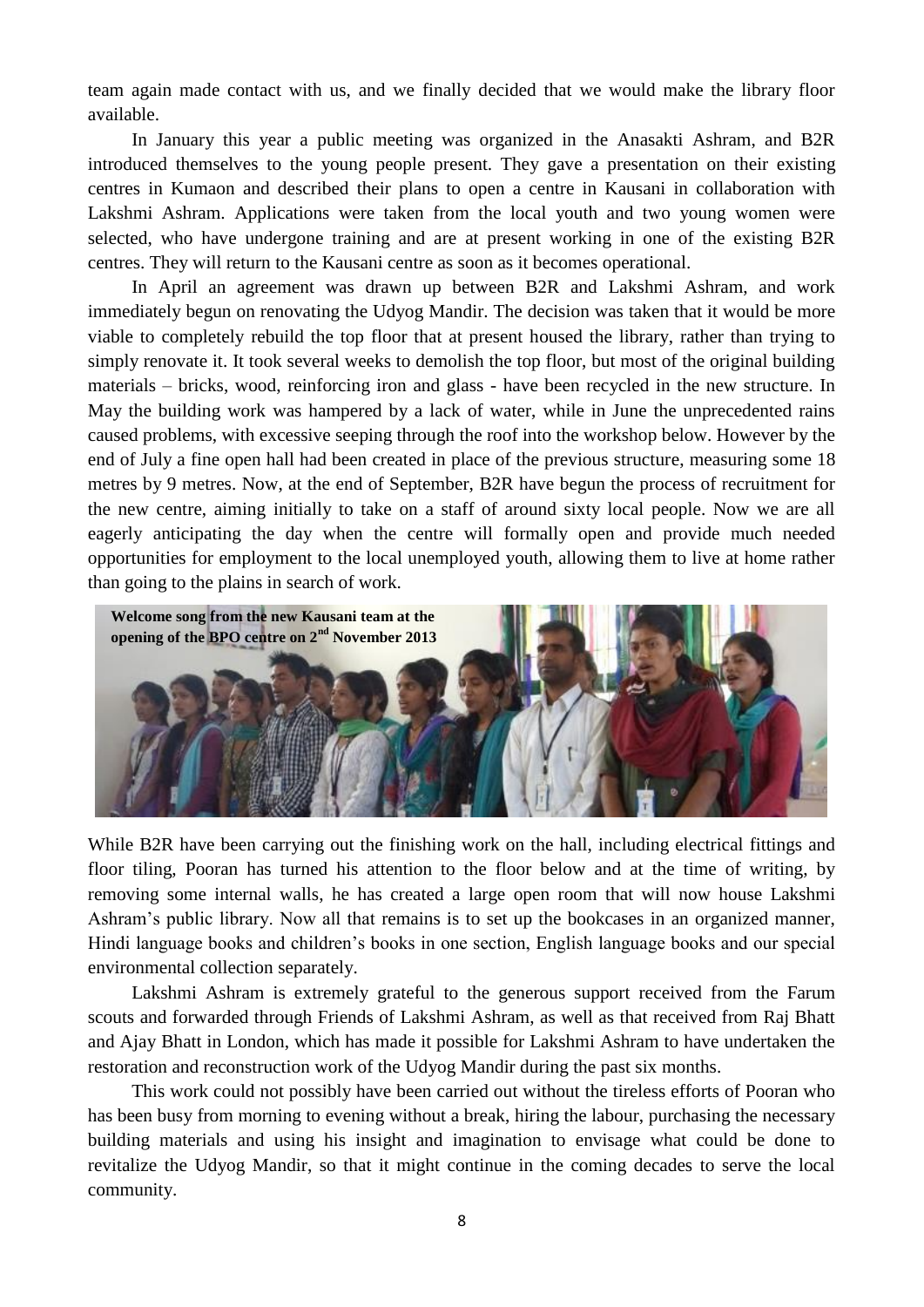team again made contact with us, and we finally decided that we would make the library floor available.

In January this year a public meeting was organized in the Anasakti Ashram, and B2R introduced themselves to the young people present. They gave a presentation on their existing centres in Kumaon and described their plans to open a centre in Kausani in collaboration with Lakshmi Ashram. Applications were taken from the local youth and two young women were selected, who have undergone training and are at present working in one of the existing B2R centres. They will return to the Kausani centre as soon as it becomes operational.

In April an agreement was drawn up between B2R and Lakshmi Ashram, and work immediately begun on renovating the Udyog Mandir. The decision was taken that it would be more viable to completely rebuild the top floor that at present housed the library, rather than trying to simply renovate it. It took several weeks to demolish the top floor, but most of the original building materials – bricks, wood, reinforcing iron and glass - have been recycled in the new structure. In May the building work was hampered by a lack of water, while in June the unprecedented rains caused problems, with excessive seeping through the roof into the workshop below. However by the end of July a fine open hall had been created in place of the previous structure, measuring some 18 metres by 9 metres. Now, at the end of September, B2R have begun the process of recruitment for the new centre, aiming initially to take on a staff of around sixty local people. Now we are all eagerly anticipating the day when the centre will formally open and provide much needed opportunities for employment to the local unemployed youth, allowing them to live at home rather than going to the plains in search of work.

**Welcome song from the new Kausani team at the opening of the BPO centre on 2nd November 2013**

While B2R have been carrying out the finishing work on the hall, including electrical fittings and floor tiling, Pooran has turned his attention to the floor below and at the time of writing, by removing some internal walls, he has created a large open room that will now house Lakshmi Ashram's public library. Now all that remains is to set up the bookcases in an organized manner, Hindi language books and children's books in one section, English language books and our special environmental collection separately.

Lakshmi Ashram is extremely grateful to the generous support received from the Farum scouts and forwarded through Friends of Lakshmi Ashram, as well as that received from Raj Bhatt and Ajay Bhatt in London, which has made it possible for Lakshmi Ashram to have undertaken the restoration and reconstruction work of the Udyog Mandir during the past six months.

This work could not possibly have been carried out without the tireless efforts of Pooran who has been busy from morning to evening without a break, hiring the labour, purchasing the necessary building materials and using his insight and imagination to envisage what could be done to revitalize the Udyog Mandir, so that it might continue in the coming decades to serve the local community.